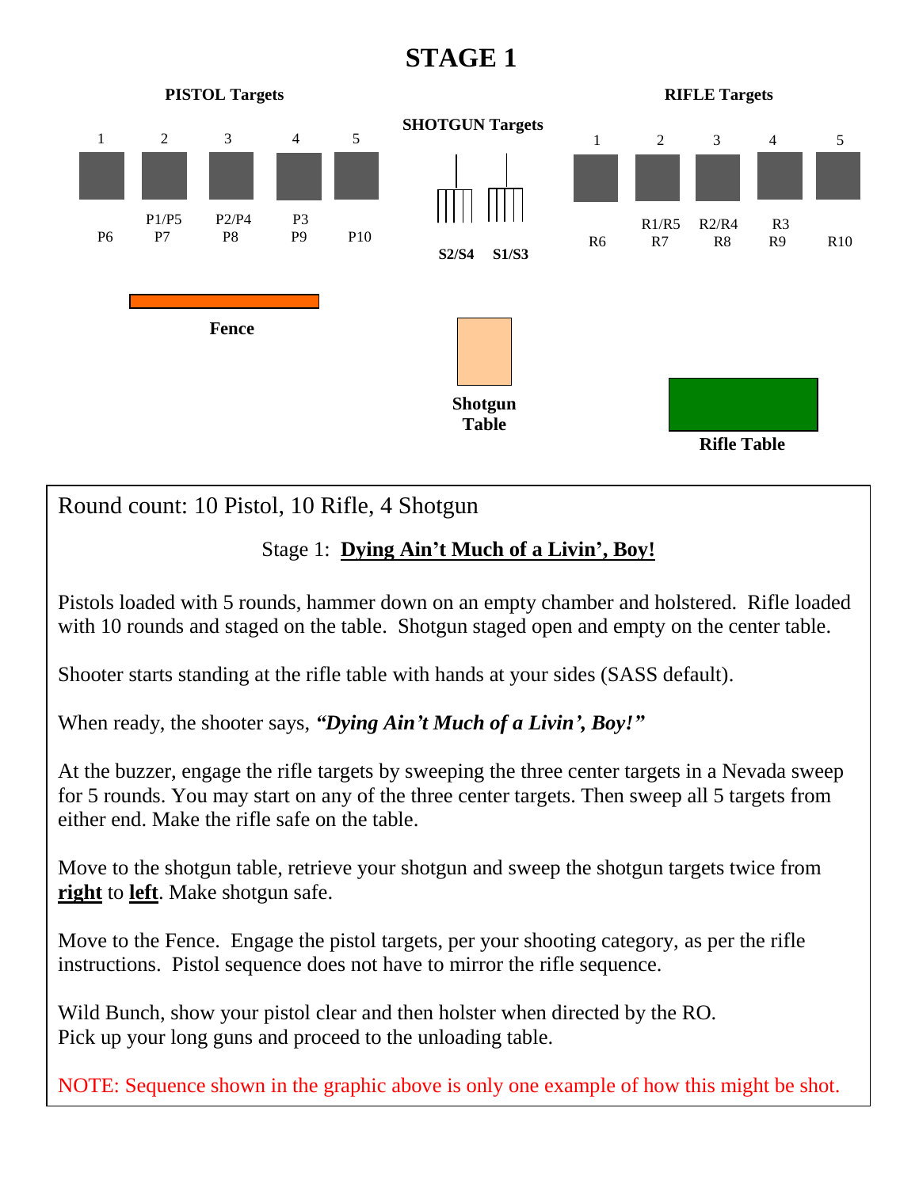# STAGE 1

**PISTOL Targets**

| 1 | 2 | 3 | 4 | 5 |
|---|---|---|---|---|
| | P1/P5 | P2/P4 | P3 | |
| P6 | P7 | P8 | P9 | P10 |

**SHOTGUN Targets**

S2/S4 S1/S3

**RIFLE Targets**

| 1 | 2 | 3 | 4 | 5 |
|---|---|---|---|---|
| | R1/R5 | R2/R4 | R3 | |
| R6 | R7 | R8 | R9 | R10 |

**Fence**

**Shotgun Table**

**Rifle Table**

Round count: 10 Pistol, 10 Rifle, 4 Shotgun

Stage 1: **Dying Ain't Much of a Livin', Boy!**

Pistols loaded with 5 rounds, hammer down on an empty chamber and holstered. Rifle loaded with 10 rounds and staged on the table. Shotgun staged open and empty on the center table.

Shooter starts standing at the rifle table with hands at your sides (SASS default).

When ready, the shooter says, ***"Dying Ain't Much of a Livin', Boy!"***

At the buzzer, engage the rifle targets by sweeping the three center targets in a Nevada sweep for 5 rounds. You may start on any of the three center targets. Then sweep all 5 targets from either end. Make the rifle safe on the table.

Move to the shotgun table, retrieve your shotgun and sweep the shotgun targets twice from **right** to **left**. Make shotgun safe.

Move to the Fence. Engage the pistol targets, per your shooting category, as per the rifle instructions. Pistol sequence does not have to mirror the rifle sequence.

Wild Bunch, show your pistol clear and then holster when directed by the RO.
Pick up your long guns and proceed to the unloading table.

NOTE: Sequence shown in the graphic above is only one example of how this might be shot.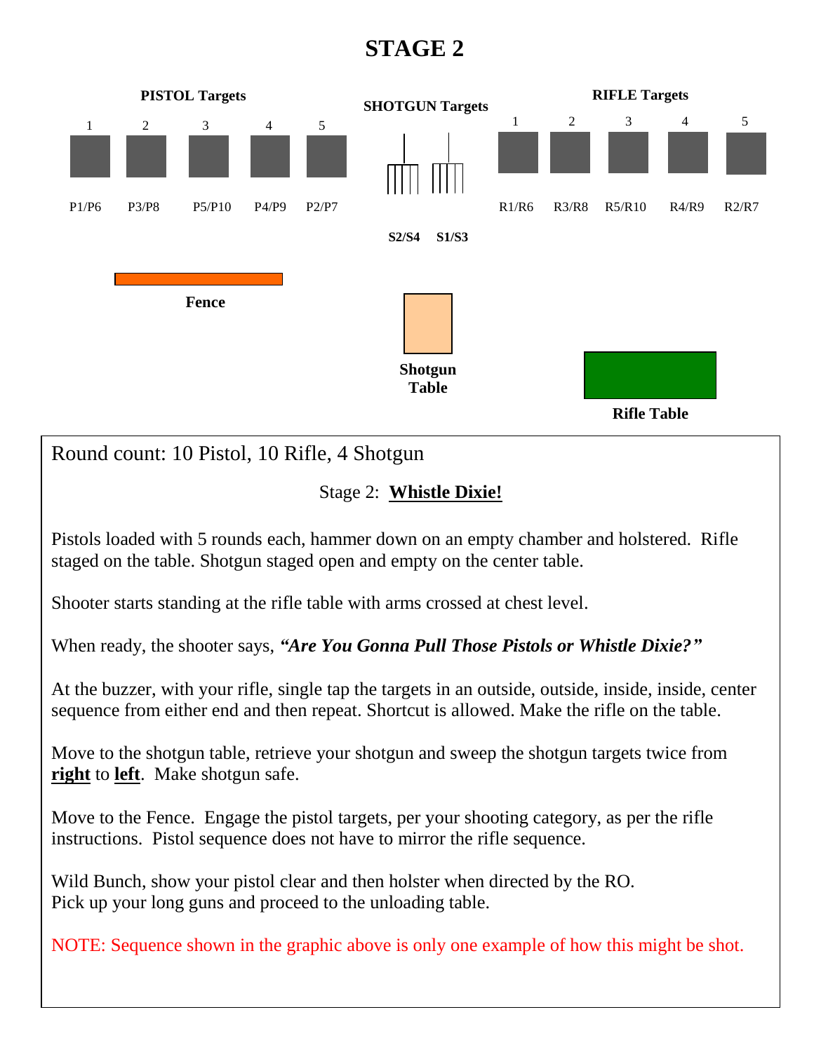# STAGE 2

**PISTOL Targets**

| 1 | 2 | 3 | 4 | 5 |
|---|---|---|---|---|
| P1/P6 | P3/P8 | P5/P10 | P4/P9 | P2/P7 |

**SHOTGUN Targets**

S2/S4 S1/S3

**RIFLE Targets**

| 1 | 2 | 3 | 4 | 5 |
|---|---|---|---|---|
| R1/R6 | R3/R8 | R5/R10 | R4/R9 | R2/R7 |

**Fence**

**Shotgun Table**

**Rifle Table**

Round count: 10 Pistol, 10 Rifle, 4 Shotgun

Stage 2: **Whistle Dixie!**

Pistols loaded with 5 rounds each, hammer down on an empty chamber and holstered. Rifle staged on the table. Shotgun staged open and empty on the center table.

Shooter starts standing at the rifle table with arms crossed at chest level.

When ready, the shooter says, ***"Are You Gonna Pull Those Pistols or Whistle Dixie?"***

At the buzzer, with your rifle, single tap the targets in an outside, outside, inside, inside, center sequence from either end and then repeat. Shortcut is allowed. Make the rifle on the table.

Move to the shotgun table, retrieve your shotgun and sweep the shotgun targets twice from **right** to **left**. Make shotgun safe.

Move to the Fence. Engage the pistol targets, per your shooting category, as per the rifle instructions. Pistol sequence does not have to mirror the rifle sequence.

Wild Bunch, show your pistol clear and then holster when directed by the RO.
Pick up your long guns and proceed to the unloading table.

NOTE: Sequence shown in the graphic above is only one example of how this might be shot.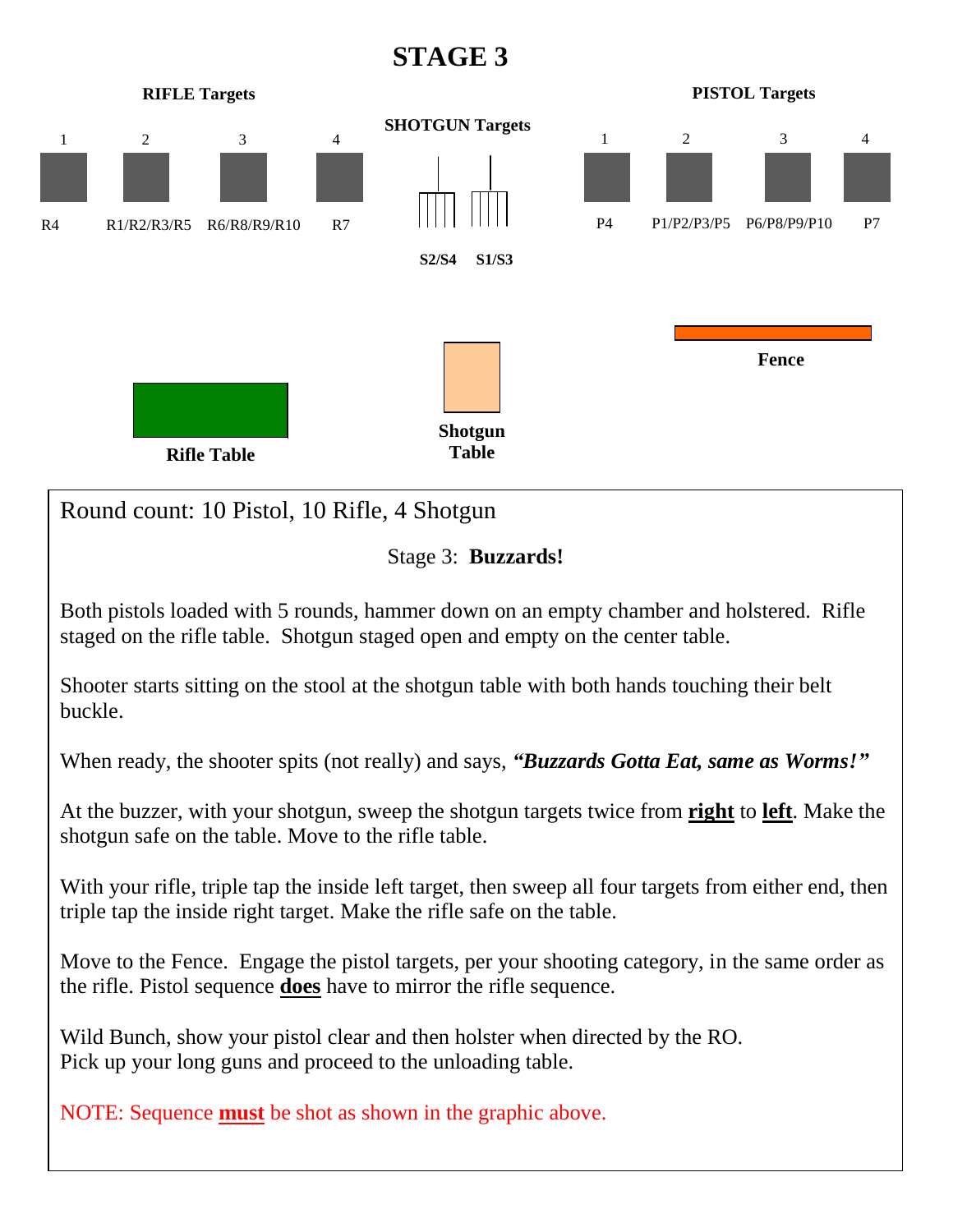# STAGE 3

**RIFLE Targets**

| 1 | 2 | 3 | 4 |
|---|---|---|---|
| R4 | R1/R2/R3/R5 | R6/R8/R9/R10 | R7 |

**SHOTGUN Targets**

S2/S4 S1/S3

**PISTOL Targets**

| 1 | 2 | 3 | 4 |
|---|---|---|---|
| P4 | P1/P2/P3/P5 | P6/P8/P9/P10 | P7 |

**Fence**

**Rifle Table**

**Shotgun Table**

Round count: 10 Pistol, 10 Rifle, 4 Shotgun

Stage 3: **Buzzards!**

Both pistols loaded with 5 rounds, hammer down on an empty chamber and holstered. Rifle staged on the rifle table. Shotgun staged open and empty on the center table.

Shooter starts sitting on the stool at the shotgun table with both hands touching their belt buckle.

When ready, the shooter spits (not really) and says, ***"Buzzards Gotta Eat, same as Worms!"***

At the buzzer, with your shotgun, sweep the shotgun targets twice from **right** to **left**. Make the shotgun safe on the table. Move to the rifle table.

With your rifle, triple tap the inside left target, then sweep all four targets from either end, then triple tap the inside right target. Make the rifle safe on the table.

Move to the Fence. Engage the pistol targets, per your shooting category, in the same order as the rifle. Pistol sequence **does** have to mirror the rifle sequence.

Wild Bunch, show your pistol clear and then holster when directed by the RO.
Pick up your long guns and proceed to the unloading table.

NOTE: Sequence **must** be shot as shown in the graphic above.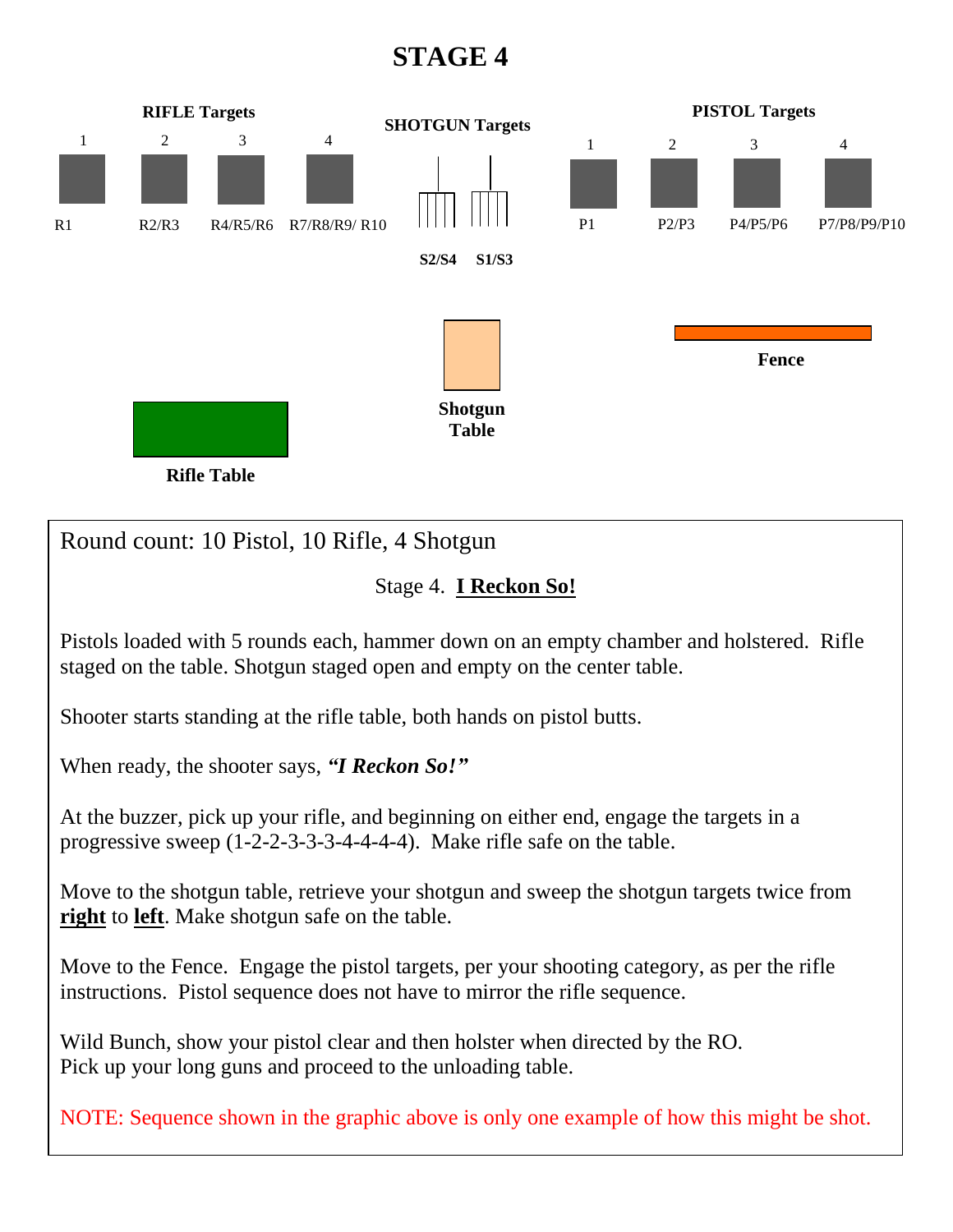# STAGE 4

RIFLE Targets

1 2 3 4

R1 R2/R3 R4/R5/R6 R7/R8/R9/ R10

SHOTGUN Targets

S2/S4 S1/S3

PISTOL Targets

1 2 3 4

P1 P2/P3 P4/P5/P6 P7/P8/P9/P10

Fence

Shotgun Table

Rifle Table

Round count: 10 Pistol, 10 Rifle, 4 Shotgun

Stage 4. **I Reckon So!**

Pistols loaded with 5 rounds each, hammer down on an empty chamber and holstered. Rifle staged on the table. Shotgun staged open and empty on the center table.

Shooter starts standing at the rifle table, both hands on pistol butts.

When ready, the shooter says, ***"I Reckon So!"***

At the buzzer, pick up your rifle, and beginning on either end, engage the targets in a progressive sweep (1-2-2-3-3-3-4-4-4-4). Make rifle safe on the table.

Move to the shotgun table, retrieve your shotgun and sweep the shotgun targets twice from **right** to **left**. Make shotgun safe on the table.

Move to the Fence. Engage the pistol targets, per your shooting category, as per the rifle instructions. Pistol sequence does not have to mirror the rifle sequence.

Wild Bunch, show your pistol clear and then holster when directed by the RO.
Pick up your long guns and proceed to the unloading table.

NOTE: Sequence shown in the graphic above is only one example of how this might be shot.